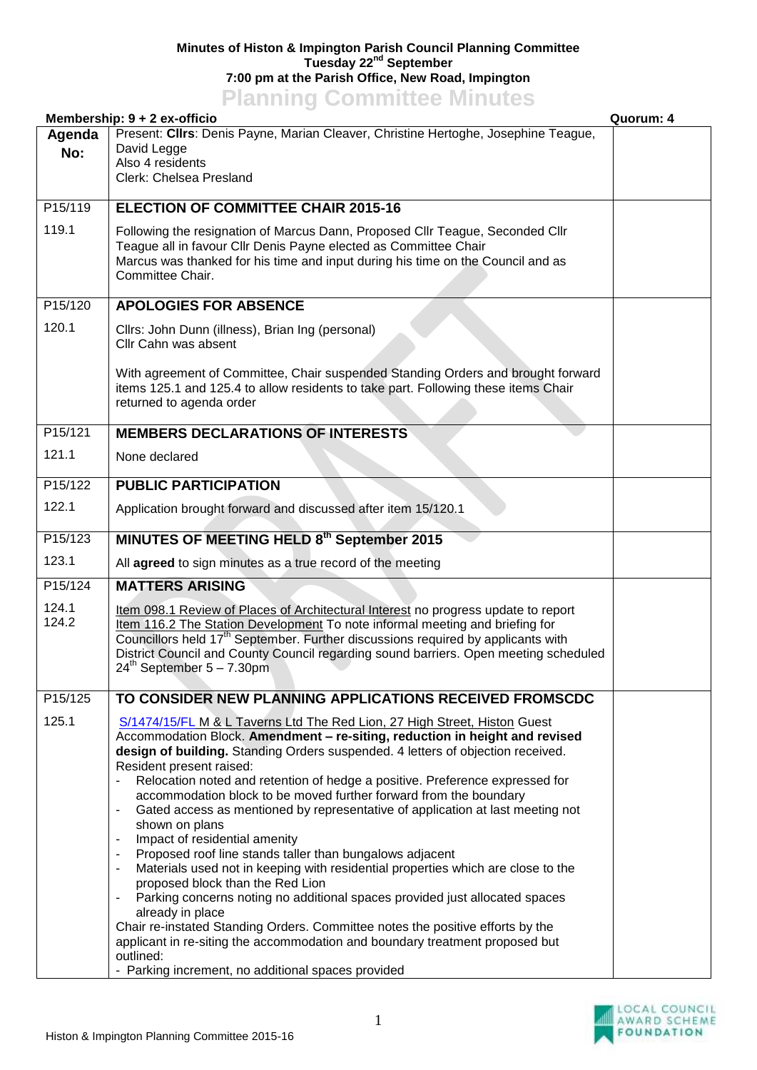**Minutes of Histon & Impington Parish Council Planning Committee**
**Tuesday 22nd September**
**7:00 pm at the Parish Office, New Road, Impington**

# Planning Committee Minutes

**Membership: 9 + 2 ex-officio** | **Quorum: 4**

| Agenda No: | Present: **Cllrs**: Denis Payne, Marian Cleaver, Christine Hertoghe, Josephine Teague, David Legge<br>Also 4 residents<br>Clerk: Chelsea Presland | |
|---|---|---|
| P15/119 | **ELECTION OF COMMITTEE CHAIR 2015-16** | |
| 119.1 | Following the resignation of Marcus Dann, Proposed Cllr Teague, Seconded Cllr Teague all in favour Cllr Denis Payne elected as Committee Chair<br>Marcus was thanked for his time and input during his time on the Council and as Committee Chair. | |
| P15/120 | **APOLOGIES FOR ABSENCE** | |
| 120.1 | Cllrs: John Dunn (illness), Brian Ing (personal)<br>Cllr Cahn was absent<br><br>With agreement of Committee, Chair suspended Standing Orders and brought forward items 125.1 and 125.4 to allow residents to take part. Following these items Chair returned to agenda order | |
| P15/121 | **MEMBERS DECLARATIONS OF INTERESTS** | |
| 121.1 | None declared | |
| P15/122 | **PUBLIC PARTICIPATION** | |
| 122.1 | Application brought forward and discussed after item 15/120.1 | |
| P15/123 | **MINUTES OF MEETING HELD 8th September 2015** | |
| 123.1 | All **agreed** to sign minutes as a true record of the meeting | |
| P15/124 | **MATTERS ARISING** | |
| 124.1<br>124.2 | Item 098.1 Review of Places of Architectural Interest no progress update to report<br>Item 116.2 The Station Development To note informal meeting and briefing for Councillors held 17th September. Further discussions required by applicants with District Council and County Council regarding sound barriers. Open meeting scheduled 24th September 5 – 7.30pm | |
| P15/125 | **TO CONSIDER NEW PLANNING APPLICATIONS RECEIVED FROMSCDC** | |
| 125.1 | S/1474/15/FL M & L Taverns Ltd The Red Lion, 27 High Street, Histon Guest Accommodation Block. **Amendment – re-siting, reduction in height and revised design of building.** Standing Orders suspended. 4 letters of objection received.<br>Resident present raised:<br>- Relocation noted and retention of hedge a positive. Preference expressed for accommodation block to be moved further forward from the boundary<br>- Gated access as mentioned by representative of application at last meeting not shown on plans<br>- Impact of residential amenity<br>- Proposed roof line stands taller than bungalows adjacent<br>- Materials used not in keeping with residential properties which are close to the proposed block than the Red Lion<br>- Parking concerns noting no additional spaces provided just allocated spaces already in place<br>Chair re-instated Standing Orders. Committee notes the positive efforts by the applicant in re-siting the accommodation and boundary treatment proposed but outlined:<br>- Parking increment, no additional spaces provided | |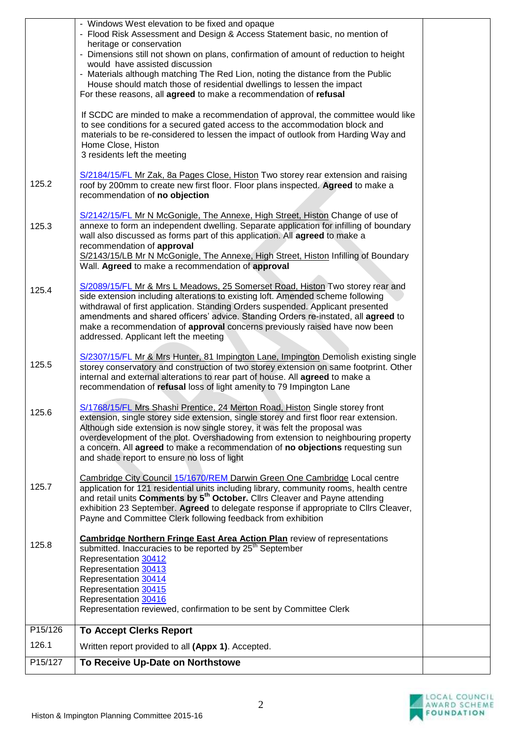| | | |
|---|---|---|
| | - Windows West elevation to be fixed and opaque<br>- Flood Risk Assessment and Design & Access Statement basic, no mention of heritage or conservation<br>- Dimensions still not shown on plans, confirmation of amount of reduction to height would have assisted discussion<br>- Materials although matching The Red Lion, noting the distance from the Public House should match those of residential dwellings to lessen the impact<br>For these reasons, all **agreed** to make a recommendation of **refusal**<br><br>If SCDC are minded to make a recommendation of approval, the committee would like to see conditions for a secured gated access to the accommodation block and materials to be re-considered to lessen the impact of outlook from Harding Way and Home Close, Histon<br>3 residents left the meeting | |
| 125.2 | S/2184/15/FL Mr Zak, 8a Pages Close, Histon Two storey rear extension and raising roof by 200mm to create new first floor. Floor plans inspected. **Agreed** to make a recommendation of **no objection** | |
| 125.3 | S/2142/15/FL Mr N McGonigle, The Annexe, High Street, Histon Change of use of annexe to form an independent dwelling. Separate application for infilling of boundary wall also discussed as forms part of this application. All **agreed** to make a recommendation of **approval**<br>S/2143/15/LB Mr N McGonigle, The Annexe, High Street, Histon Infilling of Boundary Wall. **Agreed** to make a recommendation of **approval** | |
| 125.4 | S/2089/15/FL Mr & Mrs L Meadows, 25 Somerset Road, Histon Two storey rear and side extension including alterations to existing loft. Amended scheme following withdrawal of first application. Standing Orders suspended. Applicant presented amendments and shared officers' advice. Standing Orders re-instated, all **agreed** to make a recommendation of **approval** concerns previously raised have now been addressed. Applicant left the meeting | |
| 125.5 | S/2307/15/FL Mr & Mrs Hunter, 81 Impington Lane, Impington Demolish existing single storey conservatory and construction of two storey extension on same footprint. Other internal and external alterations to rear part of house. All **agreed** to make a recommendation of **refusal** loss of light amenity to 79 Impington Lane | |
| 125.6 | S/1768/15/FL Mrs Shashi Prentice, 24 Merton Road, Histon Single storey front extension, single storey side extension, single storey and first floor rear extension. Although side extension is now single storey, it was felt the proposal was overdevelopment of the plot. Overshadowing from extension to neighbouring property a concern. All **agreed** to make a recommendation of **no objections** requesting sun and shade report to ensure no loss of light | |
| 125.7 | Cambridge City Council 15/1670/REM Darwin Green One Cambridge Local centre application for 121 residential units including library, community rooms, health centre and retail units **Comments by 5th October.** Cllrs Cleaver and Payne attending exhibition 23 September. **Agreed** to delegate response if appropriate to Cllrs Cleaver, Payne and Committee Clerk following feedback from exhibition | |
| 125.8 | **Cambridge Northern Fringe East Area Action Plan** review of representations submitted. Inaccuracies to be reported by 25th September<br>Representation 30412<br>Representation 30413<br>Representation 30414<br>Representation 30415<br>Representation 30416<br>Representation reviewed, confirmation to be sent by Committee Clerk | |
| P15/126 | **To Accept Clerks Report** | |
| 126.1 | Written report provided to all **(Appx 1)**. Accepted. | |
| P15/127 | **To Receive Up-Date on Northstowe** | |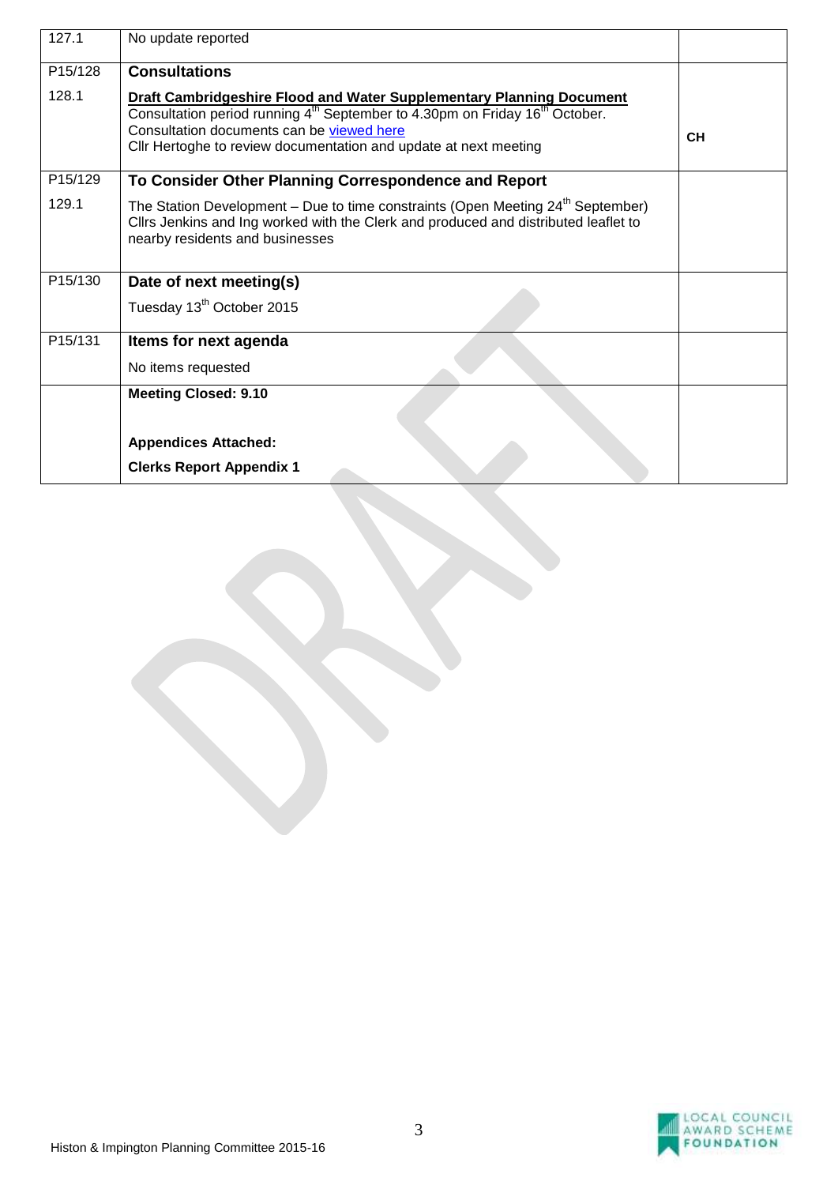| | | |
|---|---|---|
| 127.1 | No update reported | |
| P15/128 | **Consultations** | |
| 128.1 | **Draft Cambridgeshire Flood and Water Supplementary Planning Document**<br>Consultation period running 4th September to 4.30pm on Friday 16th October.<br>Consultation documents can be viewed here<br>Cllr Hertoghe to review documentation and update at next meeting | **CH** |
| P15/129 | **To Consider Other Planning Correspondence and Report** | |
| 129.1 | The Station Development – Due to time constraints (Open Meeting 24th September) Cllrs Jenkins and Ing worked with the Clerk and produced and distributed leaflet to nearby residents and businesses | |
| P15/130 | **Date of next meeting(s)**<br>Tuesday 13th October 2015 | |
| P15/131 | **Items for next agenda**<br>No items requested | |
| | **Meeting Closed: 9.10**<br><br>**Appendices Attached:**<br>**Clerks Report Appendix 1** | |

Histon & Impington Planning Committee 2015-16